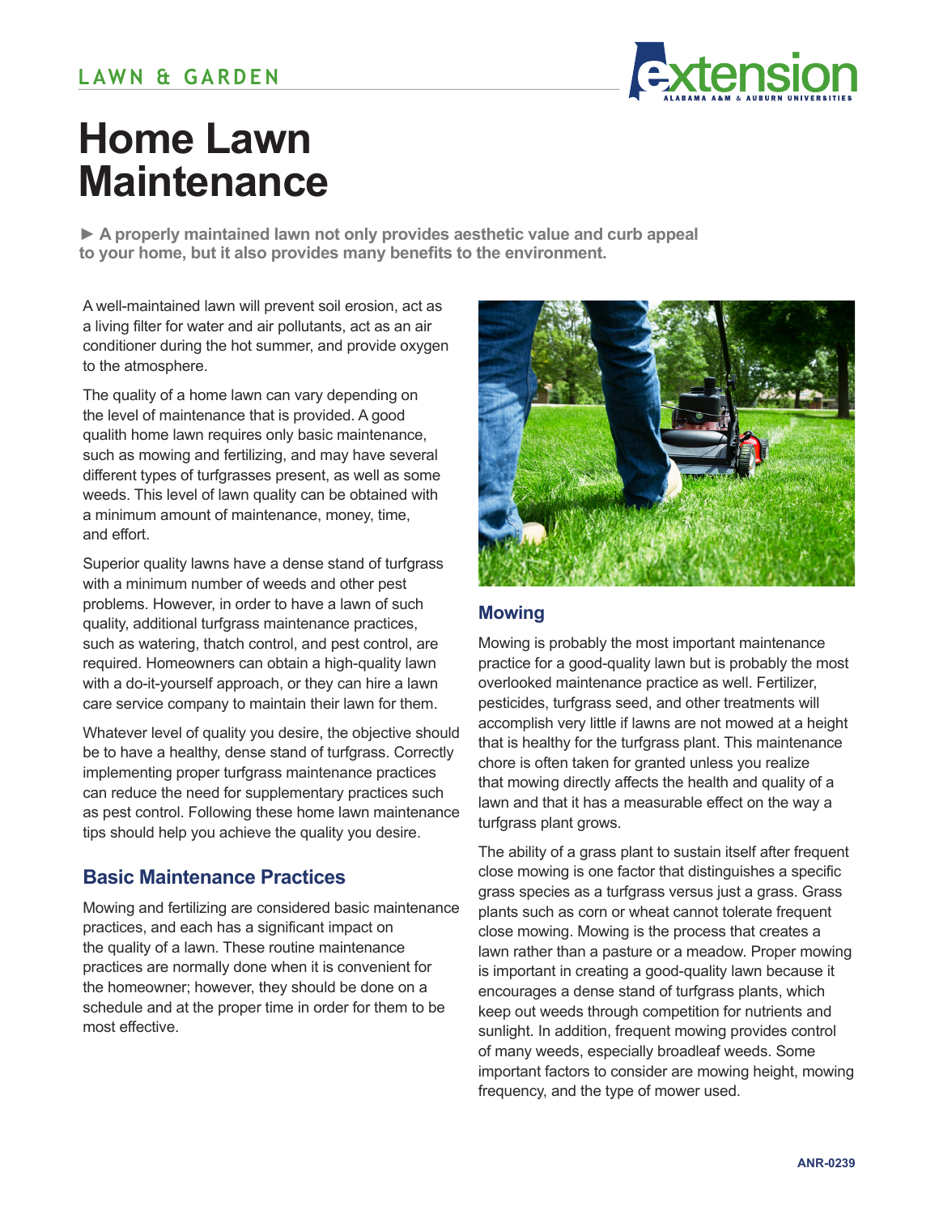LAWN & GARDEN

# Home Lawn Maintenance

► **A properly maintained lawn not only provides aesthetic value and curb appeal to your home, but it also provides many benefits to the environment.**

A well-maintained lawn will prevent soil erosion, act as a living filter for water and air pollutants, act as an air conditioner during the hot summer, and provide oxygen to the atmosphere.

The quality of a home lawn can vary depending on the level of maintenance that is provided. A good qualith home lawn requires only basic maintenance, such as mowing and fertilizing, and may have several different types of turfgrasses present, as well as some weeds. This level of lawn quality can be obtained with a minimum amount of maintenance, money, time, and effort.

Superior quality lawns have a dense stand of turfgrass with a minimum number of weeds and other pest problems. However, in order to have a lawn of such quality, additional turfgrass maintenance practices, such as watering, thatch control, and pest control, are required. Homeowners can obtain a high-quality lawn with a do-it-yourself approach, or they can hire a lawn care service company to maintain their lawn for them.

Whatever level of quality you desire, the objective should be to have a healthy, dense stand of turfgrass. Correctly implementing proper turfgrass maintenance practices can reduce the need for supplementary practices such as pest control. Following these home lawn maintenance tips should help you achieve the quality you desire.

## Basic Maintenance Practices

Mowing and fertilizing are considered basic maintenance practices, and each has a significant impact on the quality of a lawn. These routine maintenance practices are normally done when it is convenient for the homeowner; however, they should be done on a schedule and at the proper time in order for them to be most effective.

### Mowing

Mowing is probably the most important maintenance practice for a good-quality lawn but is probably the most overlooked maintenance practice as well. Fertilizer, pesticides, turfgrass seed, and other treatments will accomplish very little if lawns are not mowed at a height that is healthy for the turfgrass plant. This maintenance chore is often taken for granted unless you realize that mowing directly affects the health and quality of a lawn and that it has a measurable effect on the way a turfgrass plant grows.

The ability of a grass plant to sustain itself after frequent close mowing is one factor that distinguishes a specific grass species as a turfgrass versus just a grass. Grass plants such as corn or wheat cannot tolerate frequent close mowing. Mowing is the process that creates a lawn rather than a pasture or a meadow. Proper mowing is important in creating a good-quality lawn because it encourages a dense stand of turfgrass plants, which keep out weeds through competition for nutrients and sunlight. In addition, frequent mowing provides control of many weeds, especially broadleaf weeds. Some important factors to consider are mowing height, mowing frequency, and the type of mower used.

ANR-0239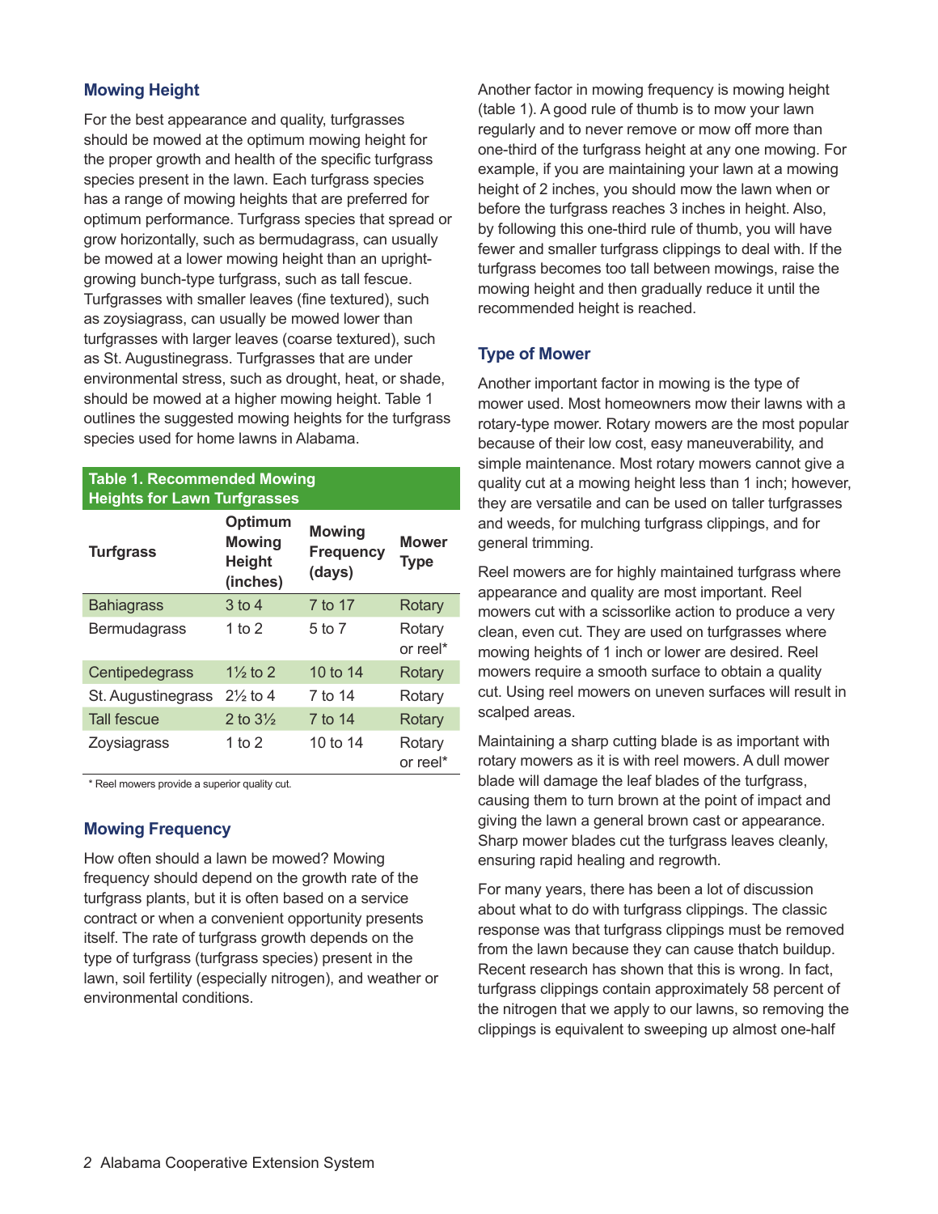## Mowing Height

For the best appearance and quality, turfgrasses should be mowed at the optimum mowing height for the proper growth and health of the specific turfgrass species present in the lawn. Each turfgrass species has a range of mowing heights that are preferred for optimum performance. Turfgrass species that spread or grow horizontally, such as bermudagrass, can usually be mowed at a lower mowing height than an upright-growing bunch-type turfgrass, such as tall fescue. Turfgrasses with smaller leaves (fine textured), such as zoysiagrass, can usually be mowed lower than turfgrasses with larger leaves (coarse textured), such as St. Augustinegrass. Turfgrasses that are under environmental stress, such as drought, heat, or shade, should be mowed at a higher mowing height. Table 1 outlines the suggested mowing heights for the turfgrass species used for home lawns in Alabama.

**Table 1. Recommended Mowing Heights for Lawn Turfgrasses**

| Turfgrass | Optimum Mowing Height (inches) | Mowing Frequency (days) | Mower Type |
|---|---|---|---|
| Bahiagrass | 3 to 4 | 7 to 17 | Rotary |
| Bermudagrass | 1 to 2 | 5 to 7 | Rotary or reel* |
| Centipedegrass | 1½ to 2 | 10 to 14 | Rotary |
| St. Augustinegrass | 2½ to 4 | 7 to 14 | Rotary |
| Tall fescue | 2 to 3½ | 7 to 14 | Rotary |
| Zoysiagrass | 1 to 2 | 10 to 14 | Rotary or reel* |

* Reel mowers provide a superior quality cut.

## Mowing Frequency

How often should a lawn be mowed? Mowing frequency should depend on the growth rate of the turfgrass plants, but it is often based on a service contract or when a convenient opportunity presents itself. The rate of turfgrass growth depends on the type of turfgrass (turfgrass species) present in the lawn, soil fertility (especially nitrogen), and weather or environmental conditions.

Another factor in mowing frequency is mowing height (table 1). A good rule of thumb is to mow your lawn regularly and to never remove or mow off more than one-third of the turfgrass height at any one mowing. For example, if you are maintaining your lawn at a mowing height of 2 inches, you should mow the lawn when or before the turfgrass reaches 3 inches in height. Also, by following this one-third rule of thumb, you will have fewer and smaller turfgrass clippings to deal with. If the turfgrass becomes too tall between mowings, raise the mowing height and then gradually reduce it until the recommended height is reached.

## Type of Mower

Another important factor in mowing is the type of mower used. Most homeowners mow their lawns with a rotary-type mower. Rotary mowers are the most popular because of their low cost, easy maneuverability, and simple maintenance. Most rotary mowers cannot give a quality cut at a mowing height less than 1 inch; however, they are versatile and can be used on taller turfgrasses and weeds, for mulching turfgrass clippings, and for general trimming.

Reel mowers are for highly maintained turfgrass where appearance and quality are most important. Reel mowers cut with a scissorlike action to produce a very clean, even cut. They are used on turfgrasses where mowing heights of 1 inch or lower are desired. Reel mowers require a smooth surface to obtain a quality cut. Using reel mowers on uneven surfaces will result in scalped areas.

Maintaining a sharp cutting blade is as important with rotary mowers as it is with reel mowers. A dull mower blade will damage the leaf blades of the turfgrass, causing them to turn brown at the point of impact and giving the lawn a general brown cast or appearance. Sharp mower blades cut the turfgrass leaves cleanly, ensuring rapid healing and regrowth.

For many years, there has been a lot of discussion about what to do with turfgrass clippings. The classic response was that turfgrass clippings must be removed from the lawn because they can cause thatch buildup. Recent research has shown that this is wrong. In fact, turfgrass clippings contain approximately 58 percent of the nitrogen that we apply to our lawns, so removing the clippings is equivalent to sweeping up almost one-half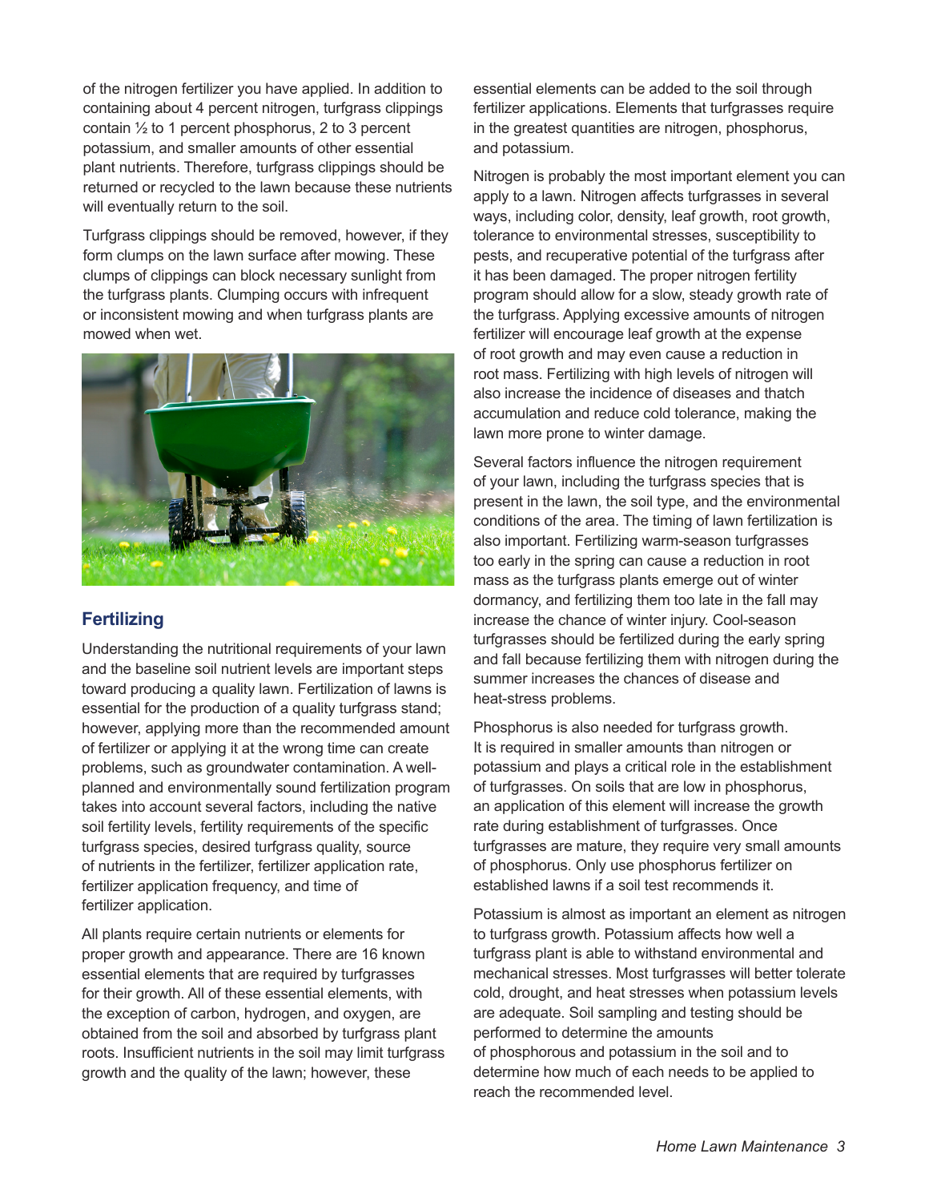of the nitrogen fertilizer you have applied. In addition to containing about 4 percent nitrogen, turfgrass clippings contain ½ to 1 percent phosphorus, 2 to 3 percent potassium, and smaller amounts of other essential plant nutrients. Therefore, turfgrass clippings should be returned or recycled to the lawn because these nutrients will eventually return to the soil.

Turfgrass clippings should be removed, however, if they form clumps on the lawn surface after mowing. These clumps of clippings can block necessary sunlight from the turfgrass plants. Clumping occurs with infrequent or inconsistent mowing and when turfgrass plants are mowed when wet.

## Fertilizing

Understanding the nutritional requirements of your lawn and the baseline soil nutrient levels are important steps toward producing a quality lawn. Fertilization of lawns is essential for the production of a quality turfgrass stand; however, applying more than the recommended amount of fertilizer or applying it at the wrong time can create problems, such as groundwater contamination. A well-planned and environmentally sound fertilization program takes into account several factors, including the native soil fertility levels, fertility requirements of the specific turfgrass species, desired turfgrass quality, source of nutrients in the fertilizer, fertilizer application rate, fertilizer application frequency, and time of fertilizer application.

All plants require certain nutrients or elements for proper growth and appearance. There are 16 known essential elements that are required by turfgrasses for their growth. All of these essential elements, with the exception of carbon, hydrogen, and oxygen, are obtained from the soil and absorbed by turfgrass plant roots. Insufficient nutrients in the soil may limit turfgrass growth and the quality of the lawn; however, these essential elements can be added to the soil through fertilizer applications. Elements that turfgrasses require in the greatest quantities are nitrogen, phosphorus, and potassium.

Nitrogen is probably the most important element you can apply to a lawn. Nitrogen affects turfgrasses in several ways, including color, density, leaf growth, root growth, tolerance to environmental stresses, susceptibility to pests, and recuperative potential of the turfgrass after it has been damaged. The proper nitrogen fertility program should allow for a slow, steady growth rate of the turfgrass. Applying excessive amounts of nitrogen fertilizer will encourage leaf growth at the expense of root growth and may even cause a reduction in root mass. Fertilizing with high levels of nitrogen will also increase the incidence of diseases and thatch accumulation and reduce cold tolerance, making the lawn more prone to winter damage.

Several factors influence the nitrogen requirement of your lawn, including the turfgrass species that is present in the lawn, the soil type, and the environmental conditions of the area. The timing of lawn fertilization is also important. Fertilizing warm-season turfgrasses too early in the spring can cause a reduction in root mass as the turfgrass plants emerge out of winter dormancy, and fertilizing them too late in the fall may increase the chance of winter injury. Cool-season turfgrasses should be fertilized during the early spring and fall because fertilizing them with nitrogen during the summer increases the chances of disease and heat-stress problems.

Phosphorus is also needed for turfgrass growth. It is required in smaller amounts than nitrogen or potassium and plays a critical role in the establishment of turfgrasses. On soils that are low in phosphorus, an application of this element will increase the growth rate during establishment of turfgrasses. Once turfgrasses are mature, they require very small amounts of phosphorus. Only use phosphorus fertilizer on established lawns if a soil test recommends it.

Potassium is almost as important an element as nitrogen to turfgrass growth. Potassium affects how well a turfgrass plant is able to withstand environmental and mechanical stresses. Most turfgrasses will better tolerate cold, drought, and heat stresses when potassium levels are adequate. Soil sampling and testing should be performed to determine the amounts of phosphorous and potassium in the soil and to determine how much of each needs to be applied to reach the recommended level.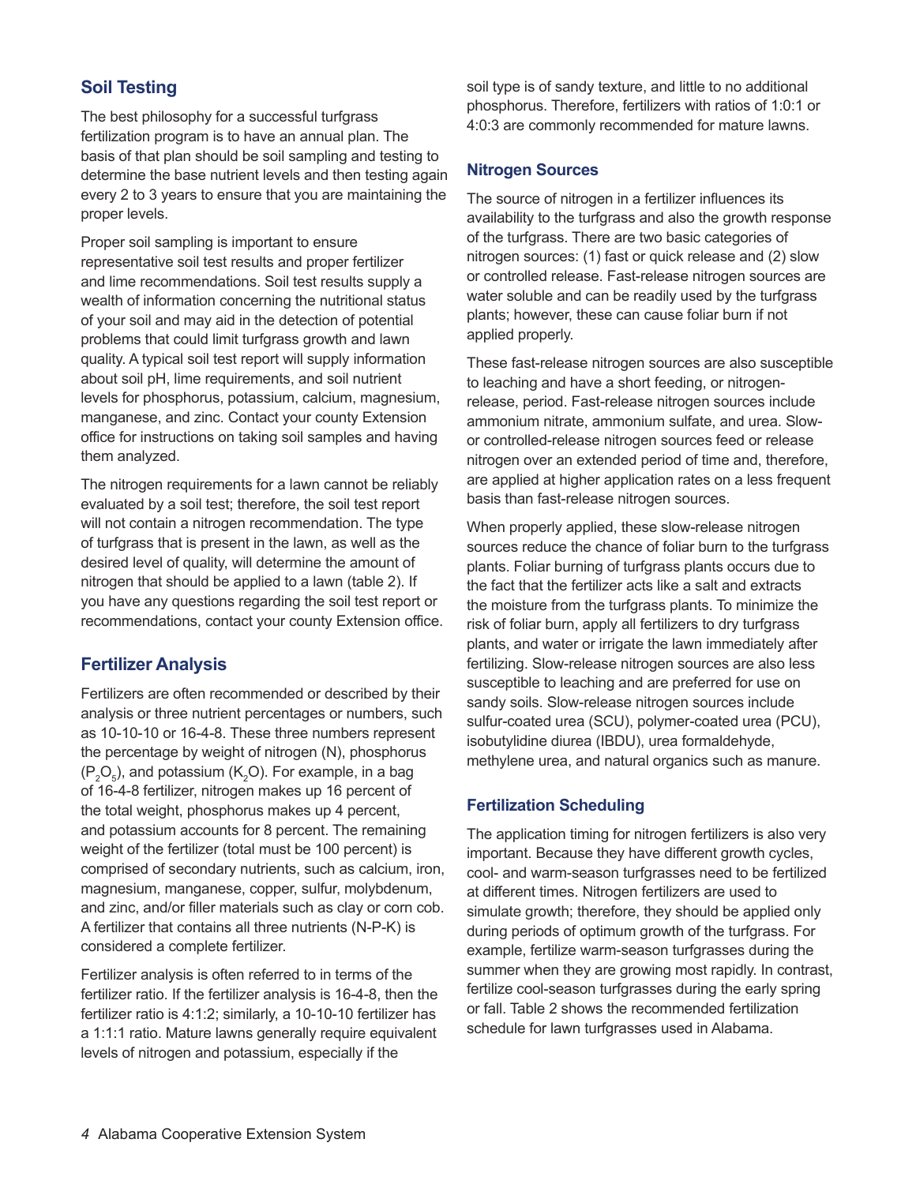## Soil Testing

The best philosophy for a successful turfgrass fertilization program is to have an annual plan. The basis of that plan should be soil sampling and testing to determine the base nutrient levels and then testing again every 2 to 3 years to ensure that you are maintaining the proper levels.

Proper soil sampling is important to ensure representative soil test results and proper fertilizer and lime recommendations. Soil test results supply a wealth of information concerning the nutritional status of your soil and may aid in the detection of potential problems that could limit turfgrass growth and lawn quality. A typical soil test report will supply information about soil pH, lime requirements, and soil nutrient levels for phosphorus, potassium, calcium, magnesium, manganese, and zinc. Contact your county Extension office for instructions on taking soil samples and having them analyzed.

The nitrogen requirements for a lawn cannot be reliably evaluated by a soil test; therefore, the soil test report will not contain a nitrogen recommendation. The type of turfgrass that is present in the lawn, as well as the desired level of quality, will determine the amount of nitrogen that should be applied to a lawn (table 2). If you have any questions regarding the soil test report or recommendations, contact your county Extension office.

## Fertilizer Analysis

Fertilizers are often recommended or described by their analysis or three nutrient percentages or numbers, such as 10-10-10 or 16-4-8. These three numbers represent the percentage by weight of nitrogen (N), phosphorus ($P_2O_5$), and potassium ($K_2O$). For example, in a bag of 16-4-8 fertilizer, nitrogen makes up 16 percent of the total weight, phosphorus makes up 4 percent, and potassium accounts for 8 percent. The remaining weight of the fertilizer (total must be 100 percent) is comprised of secondary nutrients, such as calcium, iron, magnesium, manganese, copper, sulfur, molybdenum, and zinc, and/or filler materials such as clay or corn cob. A fertilizer that contains all three nutrients (N-P-K) is considered a complete fertilizer.

Fertilizer analysis is often referred to in terms of the fertilizer ratio. If the fertilizer analysis is 16-4-8, then the fertilizer ratio is 4:1:2; similarly, a 10-10-10 fertilizer has a 1:1:1 ratio. Mature lawns generally require equivalent levels of nitrogen and potassium, especially if the soil type is of sandy texture, and little to no additional phosphorus. Therefore, fertilizers with ratios of 1:0:1 or 4:0:3 are commonly recommended for mature lawns.

### Nitrogen Sources

The source of nitrogen in a fertilizer influences its availability to the turfgrass and also the growth response of the turfgrass. There are two basic categories of nitrogen sources: (1) fast or quick release and (2) slow or controlled release. Fast-release nitrogen sources are water soluble and can be readily used by the turfgrass plants; however, these can cause foliar burn if not applied properly.

These fast-release nitrogen sources are also susceptible to leaching and have a short feeding, or nitrogen-release, period. Fast-release nitrogen sources include ammonium nitrate, ammonium sulfate, and urea. Slow- or controlled-release nitrogen sources feed or release nitrogen over an extended period of time and, therefore, are applied at higher application rates on a less frequent basis than fast-release nitrogen sources.

When properly applied, these slow-release nitrogen sources reduce the chance of foliar burn to the turfgrass plants. Foliar burning of turfgrass plants occurs due to the fact that the fertilizer acts like a salt and extracts the moisture from the turfgrass plants. To minimize the risk of foliar burn, apply all fertilizers to dry turfgrass plants, and water or irrigate the lawn immediately after fertilizing. Slow-release nitrogen sources are also less susceptible to leaching and are preferred for use on sandy soils. Slow-release nitrogen sources include sulfur-coated urea (SCU), polymer-coated urea (PCU), isobutylidine diurea (IBDU), urea formaldehyde, methylene urea, and natural organics such as manure.

### Fertilization Scheduling

The application timing for nitrogen fertilizers is also very important. Because they have different growth cycles, cool- and warm-season turfgrasses need to be fertilized at different times. Nitrogen fertilizers are used to simulate growth; therefore, they should be applied only during periods of optimum growth of the turfgrass. For example, fertilize warm-season turfgrasses during the summer when they are growing most rapidly. In contrast, fertilize cool-season turfgrasses during the early spring or fall. Table 2 shows the recommended fertilization schedule for lawn turfgrasses used in Alabama.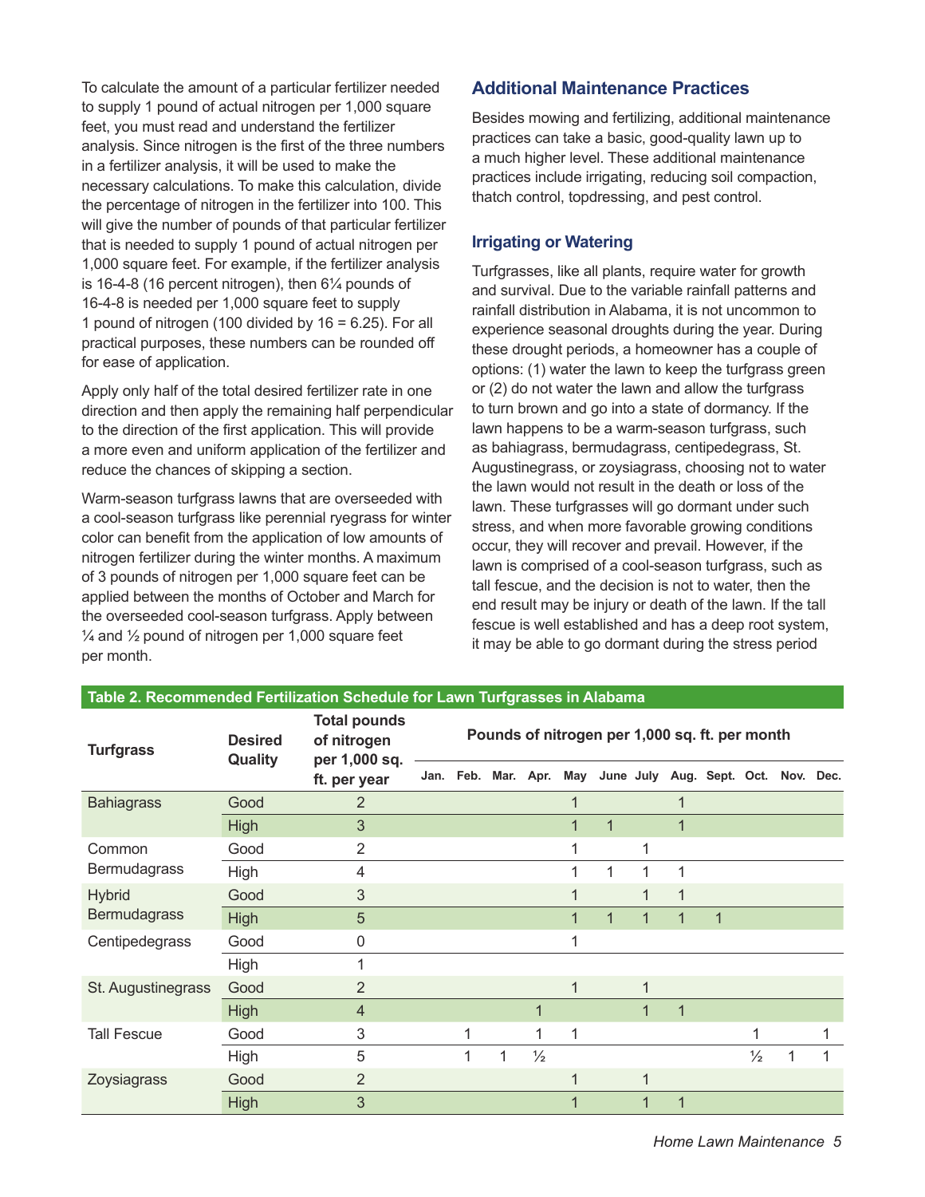To calculate the amount of a particular fertilizer needed to supply 1 pound of actual nitrogen per 1,000 square feet, you must read and understand the fertilizer analysis. Since nitrogen is the first of the three numbers in a fertilizer analysis, it will be used to make the necessary calculations. To make this calculation, divide the percentage of nitrogen in the fertilizer into 100. This will give the number of pounds of that particular fertilizer that is needed to supply 1 pound of actual nitrogen per 1,000 square feet. For example, if the fertilizer analysis is 16-4-8 (16 percent nitrogen), then 6¼ pounds of 16-4-8 is needed per 1,000 square feet to supply 1 pound of nitrogen (100 divided by 16 = 6.25). For all practical purposes, these numbers can be rounded off for ease of application.

Apply only half of the total desired fertilizer rate in one direction and then apply the remaining half perpendicular to the direction of the first application. This will provide a more even and uniform application of the fertilizer and reduce the chances of skipping a section.

Warm-season turfgrass lawns that are overseeded with a cool-season turfgrass like perennial ryegrass for winter color can benefit from the application of low amounts of nitrogen fertilizer during the winter months. A maximum of 3 pounds of nitrogen per 1,000 square feet can be applied between the months of October and March for the overseeded cool-season turfgrass. Apply between ¼ and ½ pound of nitrogen per 1,000 square feet per month.

## Additional Maintenance Practices

Besides mowing and fertilizing, additional maintenance practices can take a basic, good-quality lawn up to a much higher level. These additional maintenance practices include irrigating, reducing soil compaction, thatch control, topdressing, and pest control.

### Irrigating or Watering

Turfgrasses, like all plants, require water for growth and survival. Due to the variable rainfall patterns and rainfall distribution in Alabama, it is not uncommon to experience seasonal droughts during the year. During these drought periods, a homeowner has a couple of options: (1) water the lawn to keep the turfgrass green or (2) do not water the lawn and allow the turfgrass to turn brown and go into a state of dormancy. If the lawn happens to be a warm-season turfgrass, such as bahiagrass, bermudagrass, centipedegrass, St. Augustinegrass, or zoysiagrass, choosing not to water the lawn would not result in the death or loss of the lawn. These turfgrasses will go dormant under such stress, and when more favorable growing conditions occur, they will recover and prevail. However, if the lawn is comprised of a cool-season turfgrass, such as tall fescue, and the decision is not to water, then the end result may be injury or death of the lawn. If the tall fescue is well established and has a deep root system, it may be able to go dormant during the stress period

**Table 2. Recommended Fertilization Schedule for Lawn Turfgrasses in Alabama**

| Turfgrass | Desired Quality | Total pounds of nitrogen per 1,000 sq. ft. per year | Pounds of nitrogen per 1,000 sq. ft. per month | | | | | | | | | | | |
|---|---|---|---|---|---|---|---|---|---|---|---|---|---|---|
| | | | Jan. | Feb. | Mar. | Apr. | May | June | July | Aug. | Sept. | Oct. | Nov. | Dec. |
| Bahiagrass | Good | 2 | | | | | 1 | | | 1 | | | | |
| | High | 3 | | | | | 1 | 1 | | 1 | | | | |
| Common Bermudagrass | Good | 2 | | | | | 1 | | 1 | | | | | |
| | High | 4 | | | | | 1 | 1 | 1 | 1 | | | | |
| Hybrid Bermudagrass | Good | 3 | | | | | 1 | | 1 | 1 | | | | |
| | High | 5 | | | | | 1 | 1 | 1 | 1 | 1 | | | |
| Centipedegrass | Good | 0 | | | | | 1 | | | | | | | |
| | High | 1 | | | | | | | | | | | | |
| St. Augustinegrass | Good | 2 | | | | | 1 | | 1 | | | | | |
| | High | 4 | | | | 1 | | | 1 | 1 | | | | |
| Tall Fescue | Good | 3 | | 1 | | 1 | 1 | | | | | 1 | | 1 |
| | High | 5 | | 1 | 1 | ½ | | | | | | ½ | 1 | 1 |
| Zoysiagrass | Good | 2 | | | | | 1 | | 1 | | | | | |
| | High | 3 | | | | | 1 | | 1 | 1 | | | | |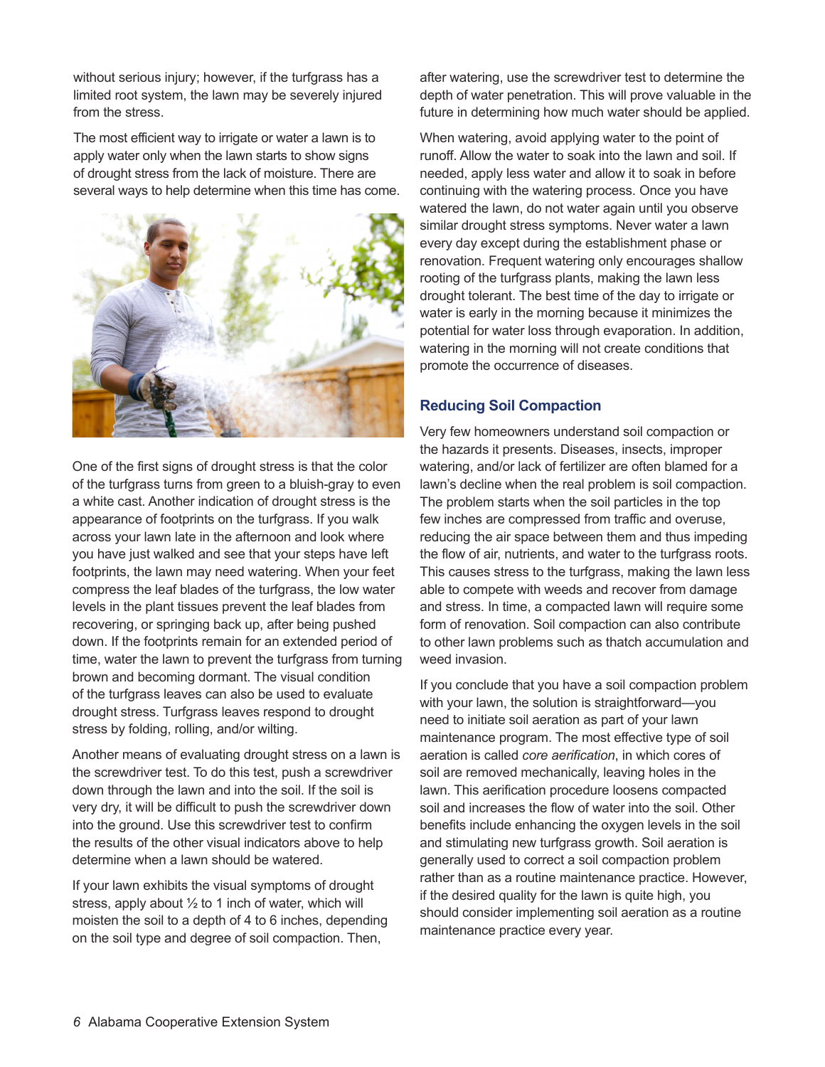without serious injury; however, if the turfgrass has a limited root system, the lawn may be severely injured from the stress.

The most efficient way to irrigate or water a lawn is to apply water only when the lawn starts to show signs of drought stress from the lack of moisture. There are several ways to help determine when this time has come.

One of the first signs of drought stress is that the color of the turfgrass turns from green to a bluish-gray to even a white cast. Another indication of drought stress is the appearance of footprints on the turfgrass. If you walk across your lawn late in the afternoon and look where you have just walked and see that your steps have left footprints, the lawn may need watering. When your feet compress the leaf blades of the turfgrass, the low water levels in the plant tissues prevent the leaf blades from recovering, or springing back up, after being pushed down. If the footprints remain for an extended period of time, water the lawn to prevent the turfgrass from turning brown and becoming dormant. The visual condition of the turfgrass leaves can also be used to evaluate drought stress. Turfgrass leaves respond to drought stress by folding, rolling, and/or wilting.

Another means of evaluating drought stress on a lawn is the screwdriver test. To do this test, push a screwdriver down through the lawn and into the soil. If the soil is very dry, it will be difficult to push the screwdriver down into the ground. Use this screwdriver test to confirm the results of the other visual indicators above to help determine when a lawn should be watered.

If your lawn exhibits the visual symptoms of drought stress, apply about ½ to 1 inch of water, which will moisten the soil to a depth of 4 to 6 inches, depending on the soil type and degree of soil compaction. Then, after watering, use the screwdriver test to determine the depth of water penetration. This will prove valuable in the future in determining how much water should be applied.

When watering, avoid applying water to the point of runoff. Allow the water to soak into the lawn and soil. If needed, apply less water and allow it to soak in before continuing with the watering process. Once you have watered the lawn, do not water again until you observe similar drought stress symptoms. Never water a lawn every day except during the establishment phase or renovation. Frequent watering only encourages shallow rooting of the turfgrass plants, making the lawn less drought tolerant. The best time of the day to irrigate or water is early in the morning because it minimizes the potential for water loss through evaporation. In addition, watering in the morning will not create conditions that promote the occurrence of diseases.

## Reducing Soil Compaction

Very few homeowners understand soil compaction or the hazards it presents. Diseases, insects, improper watering, and/or lack of fertilizer are often blamed for a lawn's decline when the real problem is soil compaction. The problem starts when the soil particles in the top few inches are compressed from traffic and overuse, reducing the air space between them and thus impeding the flow of air, nutrients, and water to the turfgrass roots. This causes stress to the turfgrass, making the lawn less able to compete with weeds and recover from damage and stress. In time, a compacted lawn will require some form of renovation. Soil compaction can also contribute to other lawn problems such as thatch accumulation and weed invasion.

If you conclude that you have a soil compaction problem with your lawn, the solution is straightforward—you need to initiate soil aeration as part of your lawn maintenance program. The most effective type of soil aeration is called *core aerification*, in which cores of soil are removed mechanically, leaving holes in the lawn. This aerification procedure loosens compacted soil and increases the flow of water into the soil. Other benefits include enhancing the oxygen levels in the soil and stimulating new turfgrass growth. Soil aeration is generally used to correct a soil compaction problem rather than as a routine maintenance practice. However, if the desired quality for the lawn is quite high, you should consider implementing soil aeration as a routine maintenance practice every year.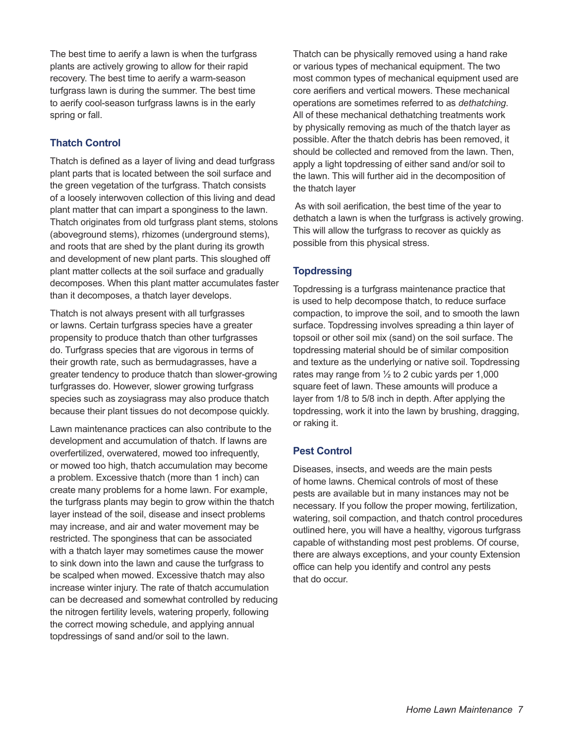The best time to aerify a lawn is when the turfgrass plants are actively growing to allow for their rapid recovery. The best time to aerify a warm-season turfgrass lawn is during the summer. The best time to aerify cool-season turfgrass lawns is in the early spring or fall.

### Thatch Control

Thatch is defined as a layer of living and dead turfgrass plant parts that is located between the soil surface and the green vegetation of the turfgrass. Thatch consists of a loosely interwoven collection of this living and dead plant matter that can impart a sponginess to the lawn. Thatch originates from old turfgrass plant stems, stolons (aboveground stems), rhizomes (underground stems), and roots that are shed by the plant during its growth and development of new plant parts. This sloughed off plant matter collects at the soil surface and gradually decomposes. When this plant matter accumulates faster than it decomposes, a thatch layer develops.

Thatch is not always present with all turfgrasses or lawns. Certain turfgrass species have a greater propensity to produce thatch than other turfgrasses do. Turfgrass species that are vigorous in terms of their growth rate, such as bermudagrasses, have a greater tendency to produce thatch than slower-growing turfgrasses do. However, slower growing turfgrass species such as zoysiagrass may also produce thatch because their plant tissues do not decompose quickly.

Lawn maintenance practices can also contribute to the development and accumulation of thatch. If lawns are overfertilized, overwatered, mowed too infrequently, or mowed too high, thatch accumulation may become a problem. Excessive thatch (more than 1 inch) can create many problems for a home lawn. For example, the turfgrass plants may begin to grow within the thatch layer instead of the soil, disease and insect problems may increase, and air and water movement may be restricted. The sponginess that can be associated with a thatch layer may sometimes cause the mower to sink down into the lawn and cause the turfgrass to be scalped when mowed. Excessive thatch may also increase winter injury. The rate of thatch accumulation can be decreased and somewhat controlled by reducing the nitrogen fertility levels, watering properly, following the correct mowing schedule, and applying annual topdressings of sand and/or soil to the lawn.

Thatch can be physically removed using a hand rake or various types of mechanical equipment. The two most common types of mechanical equipment used are core aerifiers and vertical mowers. These mechanical operations are sometimes referred to as *dethatching*. All of these mechanical dethatching treatments work by physically removing as much of the thatch layer as possible. After the thatch debris has been removed, it should be collected and removed from the lawn. Then, apply a light topdressing of either sand and/or soil to the lawn. This will further aid in the decomposition of the thatch layer

As with soil aerification, the best time of the year to dethatch a lawn is when the turfgrass is actively growing. This will allow the turfgrass to recover as quickly as possible from this physical stress.

### Topdressing

Topdressing is a turfgrass maintenance practice that is used to help decompose thatch, to reduce surface compaction, to improve the soil, and to smooth the lawn surface. Topdressing involves spreading a thin layer of topsoil or other soil mix (sand) on the soil surface. The topdressing material should be of similar composition and texture as the underlying or native soil. Topdressing rates may range from ½ to 2 cubic yards per 1,000 square feet of lawn. These amounts will produce a layer from 1/8 to 5/8 inch in depth. After applying the topdressing, work it into the lawn by brushing, dragging, or raking it.

### Pest Control

Diseases, insects, and weeds are the main pests of home lawns. Chemical controls of most of these pests are available but in many instances may not be necessary. If you follow the proper mowing, fertilization, watering, soil compaction, and thatch control procedures outlined here, you will have a healthy, vigorous turfgrass capable of withstanding most pest problems. Of course, there are always exceptions, and your county Extension office can help you identify and control any pests that do occur.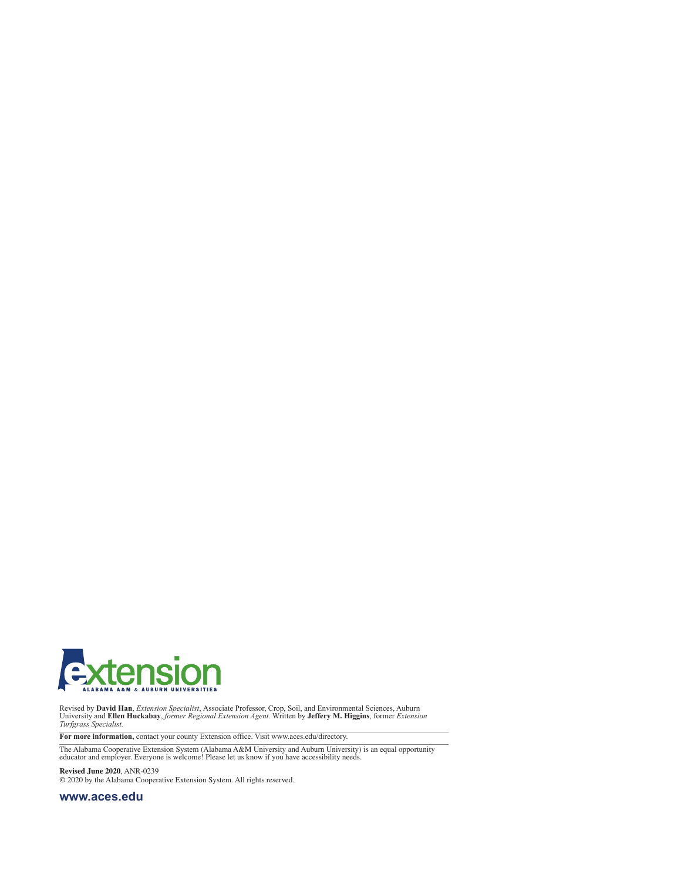Revised by **David Han**, *Extension Specialist*, Associate Professor, Crop, Soil, and Environmental Sciences, Auburn University and **Ellen Huckabay**, *former Regional Extension Agent*. Written by **Jeffery M. Higgins**, former *Extension Turfgrass Specialist.*

**For more information,** contact your county Extension office. Visit www.aces.edu/directory.

The Alabama Cooperative Extension System (Alabama A&M University and Auburn University) is an equal opportunity educator and employer. Everyone is welcome! Please let us know if you have accessibility needs.

**Revised June 2020**, ANR-0239

© 2020 by the Alabama Cooperative Extension System. All rights reserved.

**www.aces.edu**